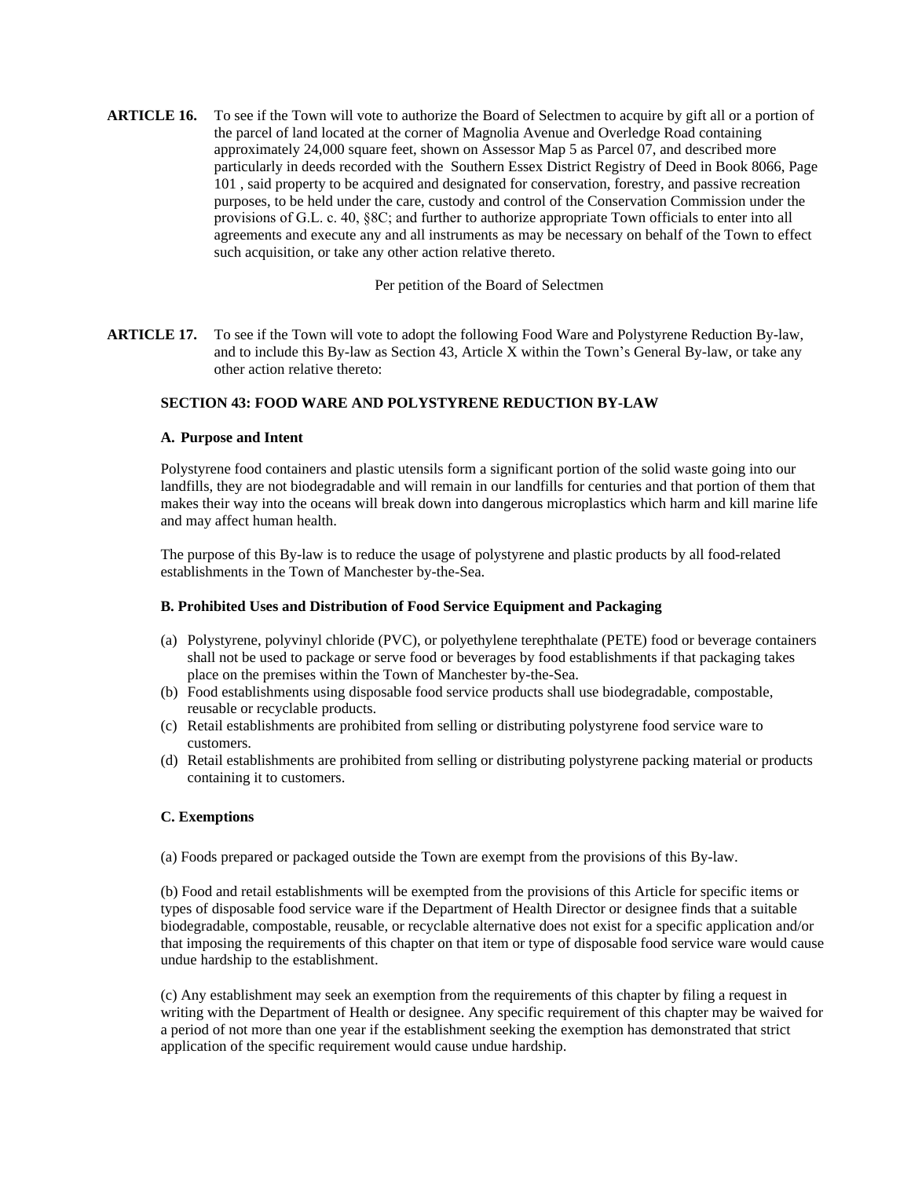**ARTICLE 16.** To see if the Town will vote to authorize the Board of Selectmen to acquire by gift all or a portion of the parcel of land located at the corner of Magnolia Avenue and Overledge Road containing approximately 24,000 square feet, shown on Assessor Map 5 as Parcel 07, and described more particularly in deeds recorded with the Southern Essex District Registry of Deed in Book 8066, Page 101 , said property to be acquired and designated for conservation, forestry, and passive recreation purposes, to be held under the care, custody and control of the Conservation Commission under the provisions of G.L. c. 40, §8C; and further to authorize appropriate Town officials to enter into all agreements and execute any and all instruments as may be necessary on behalf of the Town to effect such acquisition, or take any other action relative thereto.

Per petition of the Board of Selectmen

**ARTICLE 17.** To see if the Town will vote to adopt the following Food Ware and Polystyrene Reduction By-law, and to include this By-law as Section 43, Article X within the Town's General By-law, or take any other action relative thereto:

**SECTION 43: FOOD WARE AND POLYSTYRENE REDUCTION BY-LAW**

**A. Purpose and Intent**

Polystyrene food containers and plastic utensils form a significant portion of the solid waste going into our landfills, they are not biodegradable and will remain in our landfills for centuries and that portion of them that makes their way into the oceans will break down into dangerous microplastics which harm and kill marine life and may affect human health.

The purpose of this By-law is to reduce the usage of polystyrene and plastic products by all food-related establishments in the Town of Manchester by-the-Sea.

**B. Prohibited Uses and Distribution of Food Service Equipment and Packaging**

(a) Polystyrene, polyvinyl chloride (PVC), or polyethylene terephthalate (PETE) food or beverage containers shall not be used to package or serve food or beverages by food establishments if that packaging takes place on the premises within the Town of Manchester by-the-Sea.

(b) Food establishments using disposable food service products shall use biodegradable, compostable, reusable or recyclable products.

(c) Retail establishments are prohibited from selling or distributing polystyrene food service ware to customers.

(d) Retail establishments are prohibited from selling or distributing polystyrene packing material or products containing it to customers.

**C. Exemptions**

(a) Foods prepared or packaged outside the Town are exempt from the provisions of this By-law.

(b) Food and retail establishments will be exempted from the provisions of this Article for specific items or types of disposable food service ware if the Department of Health Director or designee finds that a suitable biodegradable, compostable, reusable, or recyclable alternative does not exist for a specific application and/or that imposing the requirements of this chapter on that item or type of disposable food service ware would cause undue hardship to the establishment.

(c) Any establishment may seek an exemption from the requirements of this chapter by filing a request in writing with the Department of Health or designee. Any specific requirement of this chapter may be waived for a period of not more than one year if the establishment seeking the exemption has demonstrated that strict application of the specific requirement would cause undue hardship.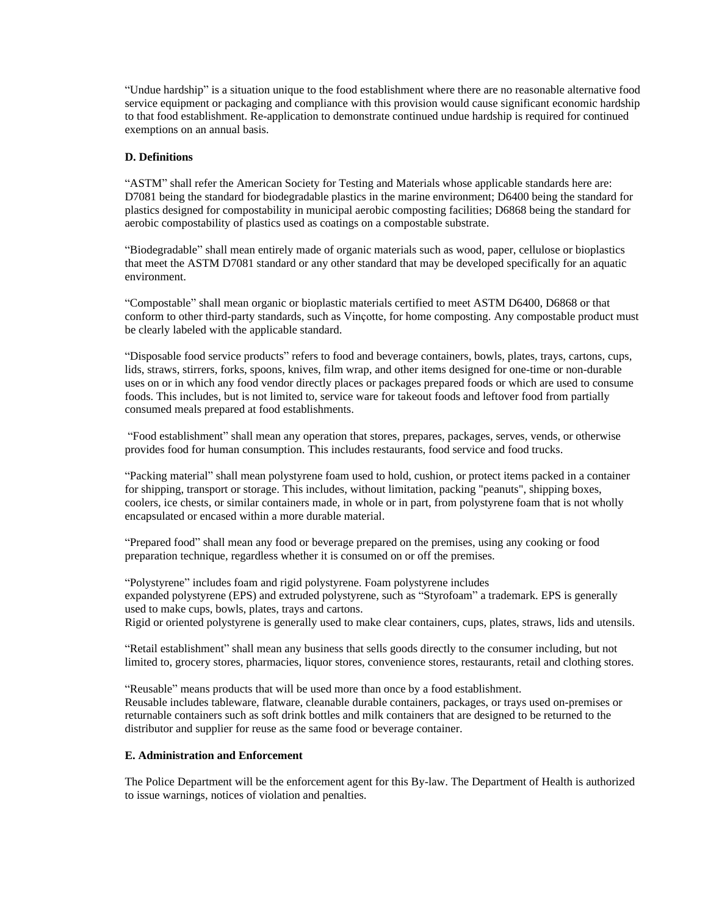"Undue hardship" is a situation unique to the food establishment where there are no reasonable alternative food service equipment or packaging and compliance with this provision would cause significant economic hardship to that food establishment. Re-application to demonstrate continued undue hardship is required for continued exemptions on an annual basis.

**D. Definitions**

"ASTM" shall refer the American Society for Testing and Materials whose applicable standards here are: D7081 being the standard for biodegradable plastics in the marine environment; D6400 being the standard for plastics designed for compostability in municipal aerobic composting facilities; D6868 being the standard for aerobic compostability of plastics used as coatings on a compostable substrate.

"Biodegradable" shall mean entirely made of organic materials such as wood, paper, cellulose or bioplastics that meet the ASTM D7081 standard or any other standard that may be developed specifically for an aquatic environment.

"Compostable" shall mean organic or bioplastic materials certified to meet ASTM D6400, D6868 or that conform to other third-party standards, such as Vinçotte, for home composting. Any compostable product must be clearly labeled with the applicable standard.

"Disposable food service products" refers to food and beverage containers, bowls, plates, trays, cartons, cups, lids, straws, stirrers, forks, spoons, knives, film wrap, and other items designed for one-time or non-durable uses on or in which any food vendor directly places or packages prepared foods or which are used to consume foods. This includes, but is not limited to, service ware for takeout foods and leftover food from partially consumed meals prepared at food establishments.

"Food establishment" shall mean any operation that stores, prepares, packages, serves, vends, or otherwise provides food for human consumption. This includes restaurants, food service and food trucks.

"Packing material" shall mean polystyrene foam used to hold, cushion, or protect items packed in a container for shipping, transport or storage. This includes, without limitation, packing "peanuts", shipping boxes, coolers, ice chests, or similar containers made, in whole or in part, from polystyrene foam that is not wholly encapsulated or encased within a more durable material.

"Prepared food" shall mean any food or beverage prepared on the premises, using any cooking or food preparation technique, regardless whether it is consumed on or off the premises.

"Polystyrene" includes foam and rigid polystyrene. Foam polystyrene includes expanded polystyrene (EPS) and extruded polystyrene, such as "Styrofoam" a trademark. EPS is generally used to make cups, bowls, plates, trays and cartons.
Rigid or oriented polystyrene is generally used to make clear containers, cups, plates, straws, lids and utensils.

"Retail establishment" shall mean any business that sells goods directly to the consumer including, but not limited to, grocery stores, pharmacies, liquor stores, convenience stores, restaurants, retail and clothing stores.

"Reusable" means products that will be used more than once by a food establishment.
Reusable includes tableware, flatware, cleanable durable containers, packages, or trays used on-premises or returnable containers such as soft drink bottles and milk containers that are designed to be returned to the distributor and supplier for reuse as the same food or beverage container.

**E. Administration and Enforcement**

The Police Department will be the enforcement agent for this By-law. The Department of Health is authorized to issue warnings, notices of violation and penalties.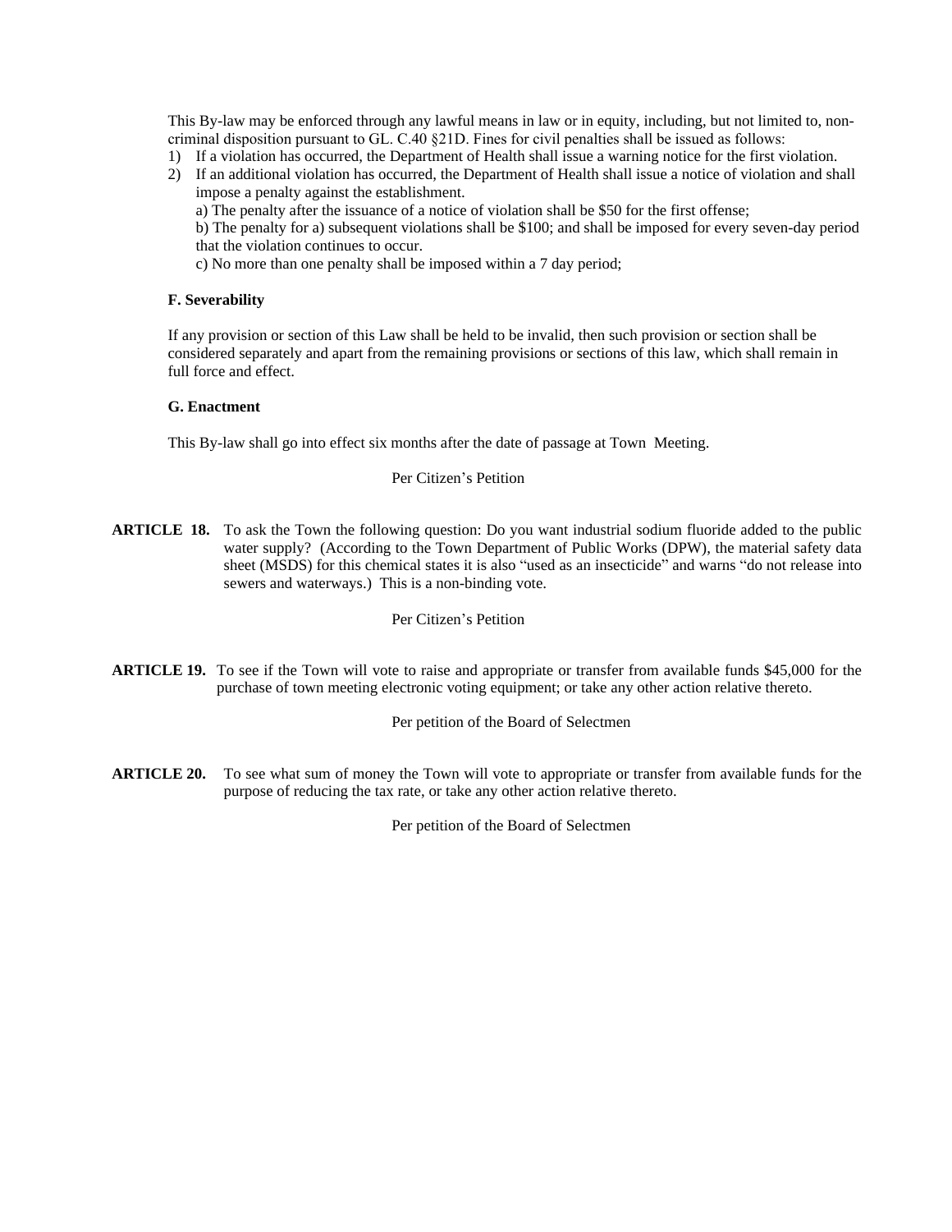This By-law may be enforced through any lawful means in law or in equity, including, but not limited to, non-criminal disposition pursuant to GL. C.40 §21D. Fines for civil penalties shall be issued as follows:

1) If a violation has occurred, the Department of Health shall issue a warning notice for the first violation.
2) If an additional violation has occurred, the Department of Health shall issue a notice of violation and shall impose a penalty against the establishment.
   a) The penalty after the issuance of a notice of violation shall be $50 for the first offense;
   b) The penalty for a) subsequent violations shall be $100; and shall be imposed for every seven-day period that the violation continues to occur.
   c) No more than one penalty shall be imposed within a 7 day period;

**F. Severability**

If any provision or section of this Law shall be held to be invalid, then such provision or section shall be considered separately and apart from the remaining provisions or sections of this law, which shall remain in full force and effect.

**G. Enactment**

This By-law shall go into effect six months after the date of passage at Town Meeting.

Per Citizen's Petition

**ARTICLE 18.** To ask the Town the following question: Do you want industrial sodium fluoride added to the public water supply? (According to the Town Department of Public Works (DPW), the material safety data sheet (MSDS) for this chemical states it is also "used as an insecticide" and warns "do not release into sewers and waterways.) This is a non-binding vote.

Per Citizen's Petition

**ARTICLE 19.** To see if the Town will vote to raise and appropriate or transfer from available funds $45,000 for the purchase of town meeting electronic voting equipment; or take any other action relative thereto.

Per petition of the Board of Selectmen

**ARTICLE 20.** To see what sum of money the Town will vote to appropriate or transfer from available funds for the purpose of reducing the tax rate, or take any other action relative thereto.

Per petition of the Board of Selectmen